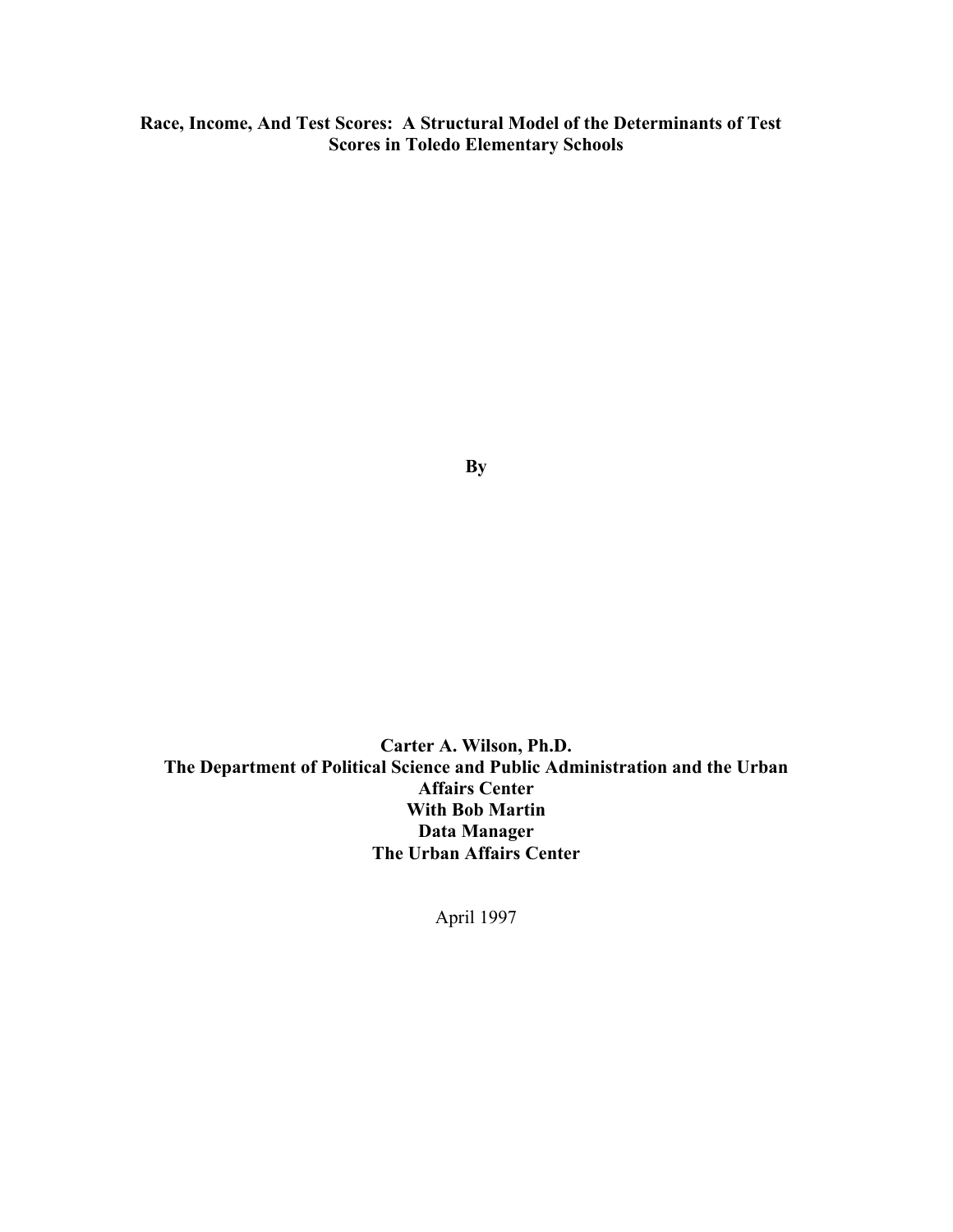# Race, Income, And Test Scores: A Structural Model of the Determinants of Test Scores in Toledo Elementary Schools

**By**

**Carter A. Wilson, Ph.D.**
**The Department of Political Science and Public Administration and the Urban Affairs Center**
**With Bob Martin**
**Data Manager**
**The Urban Affairs Center**

April 1997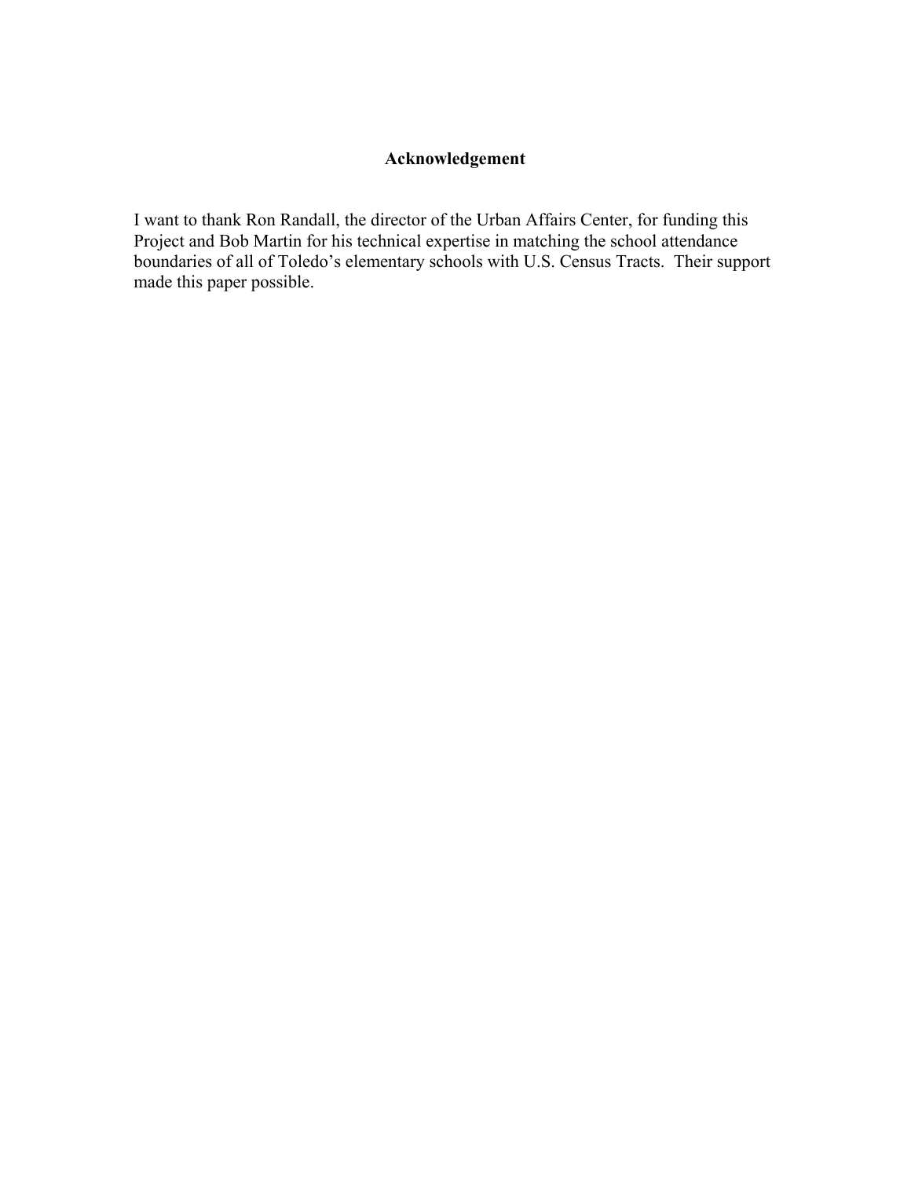## Acknowledgement

I want to thank Ron Randall, the director of the Urban Affairs Center, for funding this Project and Bob Martin for his technical expertise in matching the school attendance boundaries of all of Toledo's elementary schools with U.S. Census Tracts. Their support made this paper possible.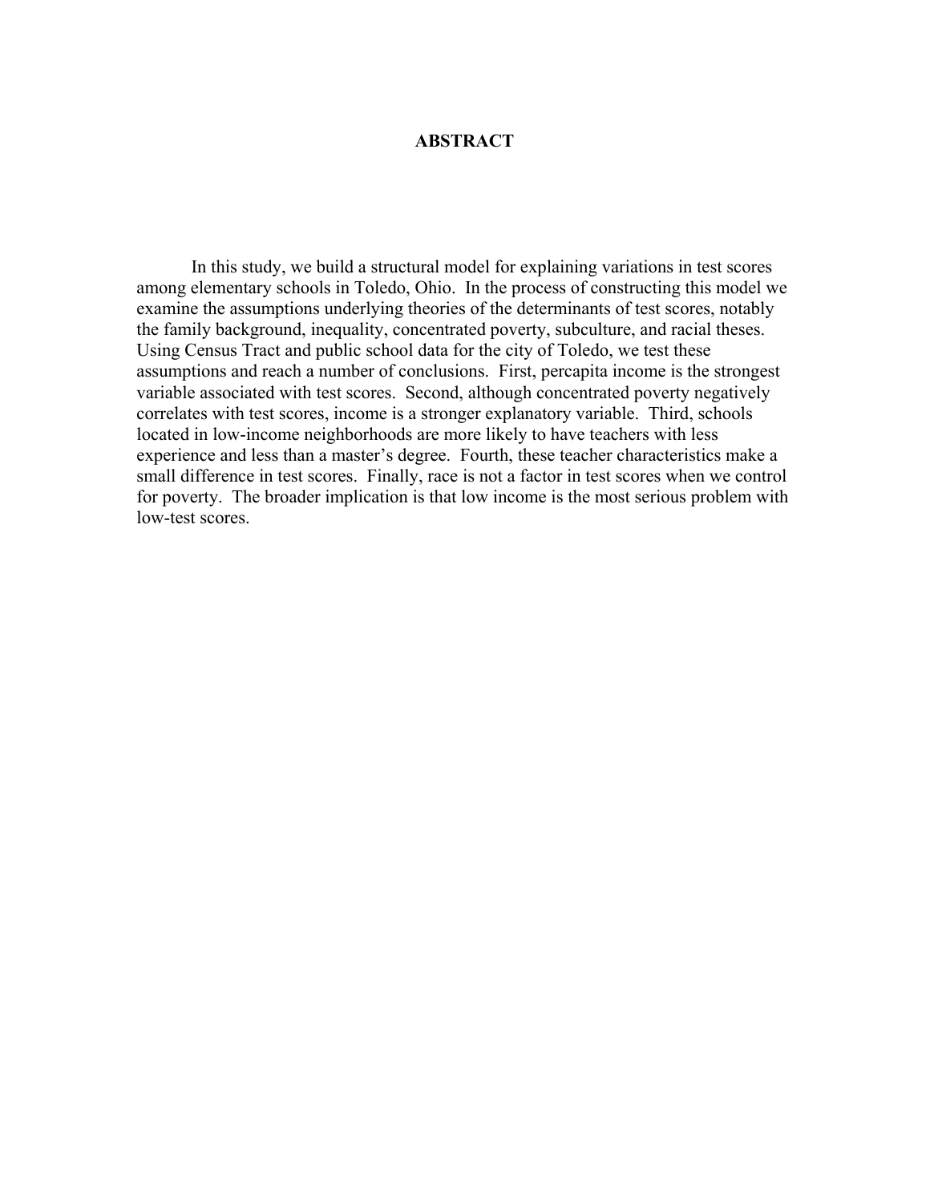# ABSTRACT

In this study, we build a structural model for explaining variations in test scores among elementary schools in Toledo, Ohio. In the process of constructing this model we examine the assumptions underlying theories of the determinants of test scores, notably the family background, inequality, concentrated poverty, subculture, and racial theses. Using Census Tract and public school data for the city of Toledo, we test these assumptions and reach a number of conclusions. First, percapita income is the strongest variable associated with test scores. Second, although concentrated poverty negatively correlates with test scores, income is a stronger explanatory variable. Third, schools located in low-income neighborhoods are more likely to have teachers with less experience and less than a master's degree. Fourth, these teacher characteristics make a small difference in test scores. Finally, race is not a factor in test scores when we control for poverty. The broader implication is that low income is the most serious problem with low-test scores.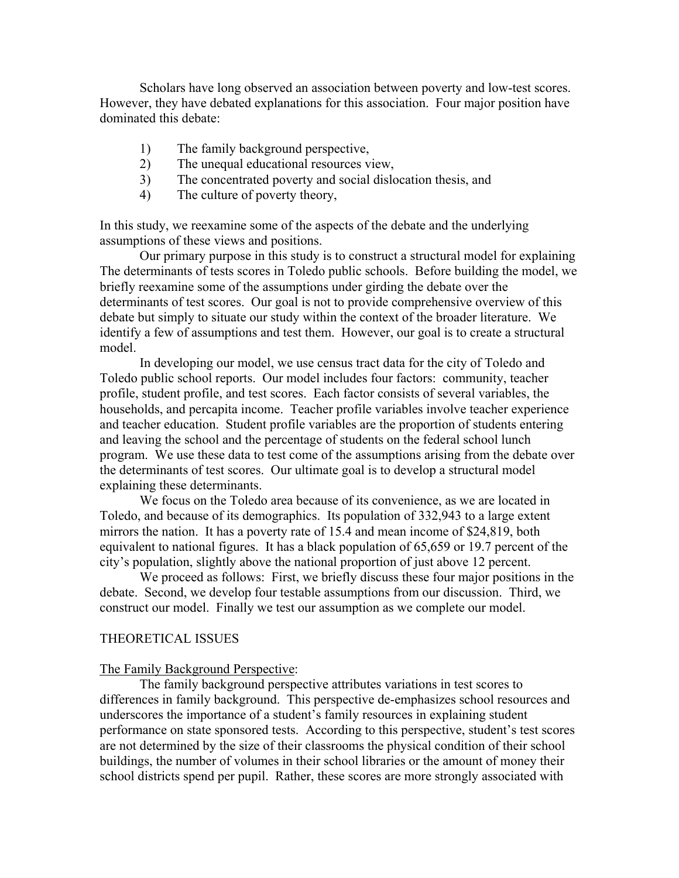Scholars have long observed an association between poverty and low-test scores. However, they have debated explanations for this association. Four major position have dominated this debate:

1) The family background perspective,
2) The unequal educational resources view,
3) The concentrated poverty and social dislocation thesis, and
4) The culture of poverty theory,

In this study, we reexamine some of the aspects of the debate and the underlying assumptions of these views and positions.

Our primary purpose in this study is to construct a structural model for explaining The determinants of tests scores in Toledo public schools. Before building the model, we briefly reexamine some of the assumptions under girding the debate over the determinants of test scores. Our goal is not to provide comprehensive overview of this debate but simply to situate our study within the context of the broader literature. We identify a few of assumptions and test them. However, our goal is to create a structural model.

In developing our model, we use census tract data for the city of Toledo and Toledo public school reports. Our model includes four factors: community, teacher profile, student profile, and test scores. Each factor consists of several variables, the households, and percapita income. Teacher profile variables involve teacher experience and teacher education. Student profile variables are the proportion of students entering and leaving the school and the percentage of students on the federal school lunch program. We use these data to test come of the assumptions arising from the debate over the determinants of test scores. Our ultimate goal is to develop a structural model explaining these determinants.

We focus on the Toledo area because of its convenience, as we are located in Toledo, and because of its demographics. Its population of 332,943 to a large extent mirrors the nation. It has a poverty rate of 15.4 and mean income of $24,819, both equivalent to national figures. It has a black population of 65,659 or 19.7 percent of the city's population, slightly above the national proportion of just above 12 percent.

We proceed as follows: First, we briefly discuss these four major positions in the debate. Second, we develop four testable assumptions from our discussion. Third, we construct our model. Finally we test our assumption as we complete our model.

## THEORETICAL ISSUES

### The Family Background Perspective:

The family background perspective attributes variations in test scores to differences in family background. This perspective de-emphasizes school resources and underscores the importance of a student's family resources in explaining student performance on state sponsored tests. According to this perspective, student's test scores are not determined by the size of their classrooms the physical condition of their school buildings, the number of volumes in their school libraries or the amount of money their school districts spend per pupil. Rather, these scores are more strongly associated with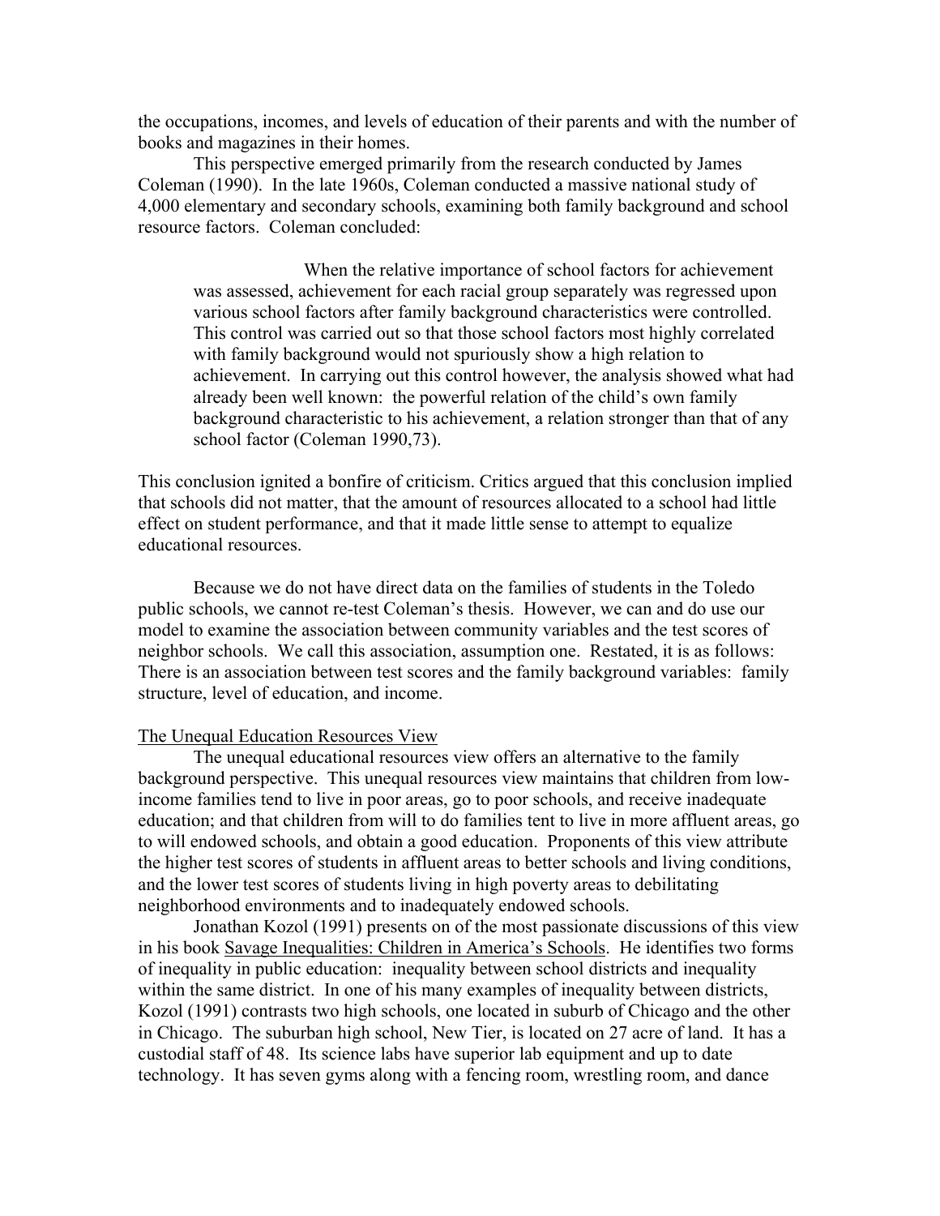the occupations, incomes, and levels of education of their parents and with the number of books and magazines in their homes.

This perspective emerged primarily from the research conducted by James Coleman (1990). In the late 1960s, Coleman conducted a massive national study of 4,000 elementary and secondary schools, examining both family background and school resource factors. Coleman concluded:

> When the relative importance of school factors for achievement was assessed, achievement for each racial group separately was regressed upon various school factors after family background characteristics were controlled. This control was carried out so that those school factors most highly correlated with family background would not spuriously show a high relation to achievement. In carrying out this control however, the analysis showed what had already been well known: the powerful relation of the child's own family background characteristic to his achievement, a relation stronger than that of any school factor (Coleman 1990,73).

This conclusion ignited a bonfire of criticism. Critics argued that this conclusion implied that schools did not matter, that the amount of resources allocated to a school had little effect on student performance, and that it made little sense to attempt to equalize educational resources.

Because we do not have direct data on the families of students in the Toledo public schools, we cannot re-test Coleman's thesis. However, we can and do use our model to examine the association between community variables and the test scores of neighbor schools. We call this association, assumption one. Restated, it is as follows: There is an association between test scores and the family background variables: family structure, level of education, and income.

<u>The Unequal Education Resources View</u>

The unequal educational resources view offers an alternative to the family background perspective. This unequal resources view maintains that children from low-income families tend to live in poor areas, go to poor schools, and receive inadequate education; and that children from will to do families tent to live in more affluent areas, go to will endowed schools, and obtain a good education. Proponents of this view attribute the higher test scores of students in affluent areas to better schools and living conditions, and the lower test scores of students living in high poverty areas to debilitating neighborhood environments and to inadequately endowed schools.

Jonathan Kozol (1991) presents on of the most passionate discussions of this view in his book <u>Savage Inequalities: Children in America's Schools</u>. He identifies two forms of inequality in public education: inequality between school districts and inequality within the same district. In one of his many examples of inequality between districts, Kozol (1991) contrasts two high schools, one located in suburb of Chicago and the other in Chicago. The suburban high school, New Tier, is located on 27 acre of land. It has a custodial staff of 48. Its science labs have superior lab equipment and up to date technology. It has seven gyms along with a fencing room, wrestling room, and dance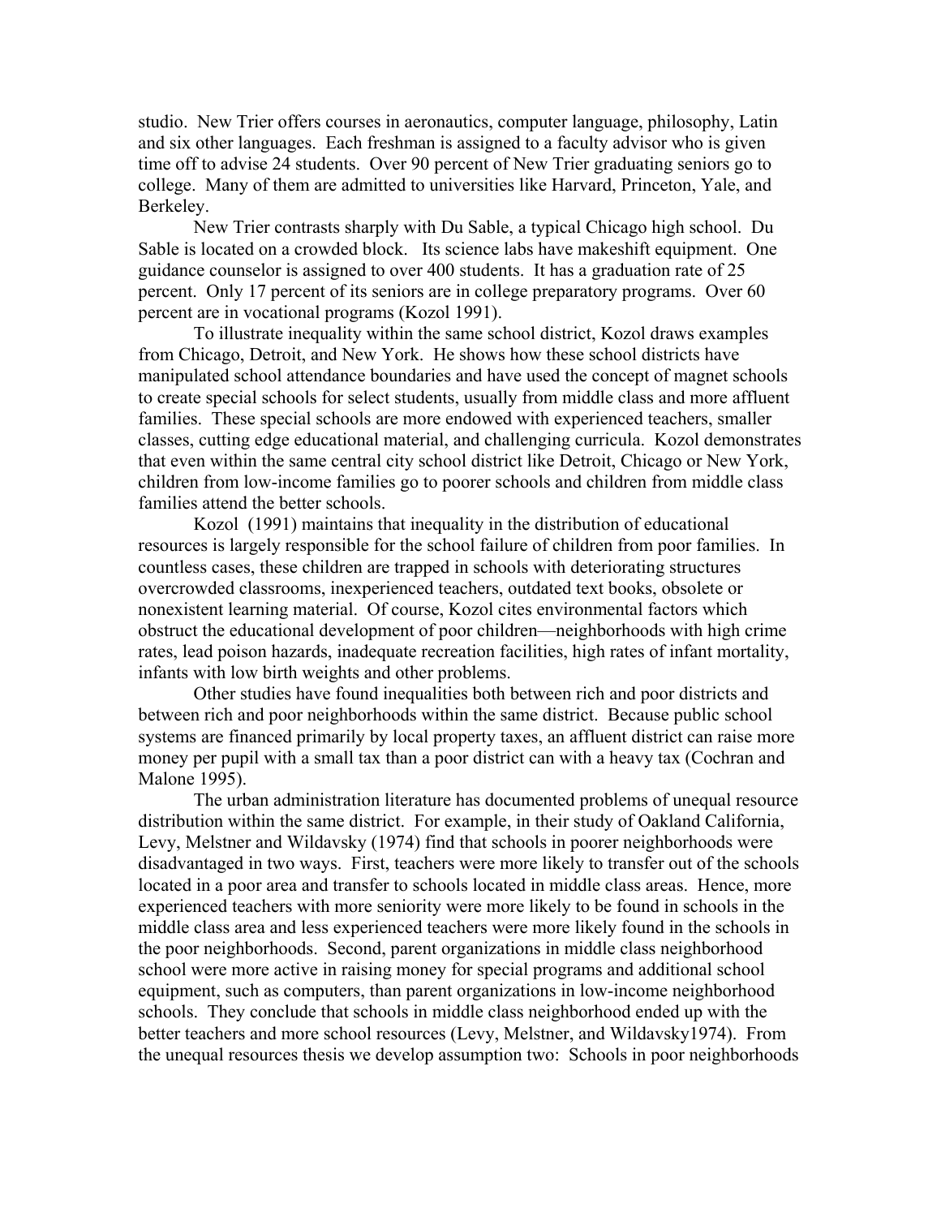studio. New Trier offers courses in aeronautics, computer language, philosophy, Latin and six other languages. Each freshman is assigned to a faculty advisor who is given time off to advise 24 students. Over 90 percent of New Trier graduating seniors go to college. Many of them are admitted to universities like Harvard, Princeton, Yale, and Berkeley.

New Trier contrasts sharply with Du Sable, a typical Chicago high school. Du Sable is located on a crowded block. Its science labs have makeshift equipment. One guidance counselor is assigned to over 400 students. It has a graduation rate of 25 percent. Only 17 percent of its seniors are in college preparatory programs. Over 60 percent are in vocational programs (Kozol 1991).

To illustrate inequality within the same school district, Kozol draws examples from Chicago, Detroit, and New York. He shows how these school districts have manipulated school attendance boundaries and have used the concept of magnet schools to create special schools for select students, usually from middle class and more affluent families. These special schools are more endowed with experienced teachers, smaller classes, cutting edge educational material, and challenging curricula. Kozol demonstrates that even within the same central city school district like Detroit, Chicago or New York, children from low-income families go to poorer schools and children from middle class families attend the better schools.

Kozol (1991) maintains that inequality in the distribution of educational resources is largely responsible for the school failure of children from poor families. In countless cases, these children are trapped in schools with deteriorating structures overcrowded classrooms, inexperienced teachers, outdated text books, obsolete or nonexistent learning material. Of course, Kozol cites environmental factors which obstruct the educational development of poor children—neighborhoods with high crime rates, lead poison hazards, inadequate recreation facilities, high rates of infant mortality, infants with low birth weights and other problems.

Other studies have found inequalities both between rich and poor districts and between rich and poor neighborhoods within the same district. Because public school systems are financed primarily by local property taxes, an affluent district can raise more money per pupil with a small tax than a poor district can with a heavy tax (Cochran and Malone 1995).

The urban administration literature has documented problems of unequal resource distribution within the same district. For example, in their study of Oakland California, Levy, Melstner and Wildavsky (1974) find that schools in poorer neighborhoods were disadvantaged in two ways. First, teachers were more likely to transfer out of the schools located in a poor area and transfer to schools located in middle class areas. Hence, more experienced teachers with more seniority were more likely to be found in schools in the middle class area and less experienced teachers were more likely found in the schools in the poor neighborhoods. Second, parent organizations in middle class neighborhood school were more active in raising money for special programs and additional school equipment, such as computers, than parent organizations in low-income neighborhood schools. They conclude that schools in middle class neighborhood ended up with the better teachers and more school resources (Levy, Melstner, and Wildavsky1974). From the unequal resources thesis we develop assumption two: Schools in poor neighborhoods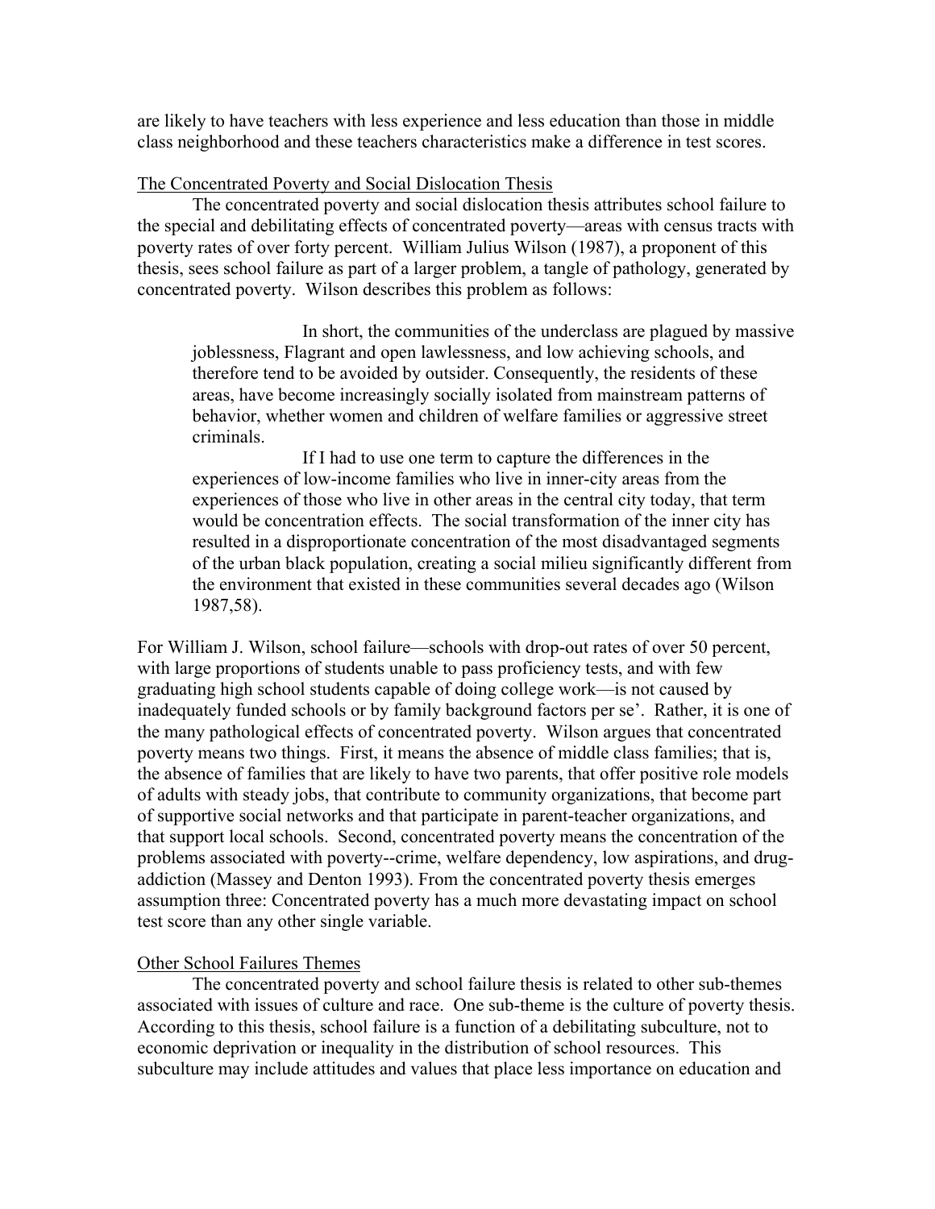are likely to have teachers with less experience and less education than those in middle class neighborhood and these teachers characteristics make a difference in test scores.

<u>The Concentrated Poverty and Social Dislocation Thesis</u>

The concentrated poverty and social dislocation thesis attributes school failure to the special and debilitating effects of concentrated poverty—areas with census tracts with poverty rates of over forty percent. William Julius Wilson (1987), a proponent of this thesis, sees school failure as part of a larger problem, a tangle of pathology, generated by concentrated poverty. Wilson describes this problem as follows:

> In short, the communities of the underclass are plagued by massive joblessness, Flagrant and open lawlessness, and low achieving schools, and therefore tend to be avoided by outsider. Consequently, the residents of these areas, have become increasingly socially isolated from mainstream patterns of behavior, whether women and children of welfare families or aggressive street criminals.
>
> If I had to use one term to capture the differences in the experiences of low-income families who live in inner-city areas from the experiences of those who live in other areas in the central city today, that term would be concentration effects. The social transformation of the inner city has resulted in a disproportionate concentration of the most disadvantaged segments of the urban black population, creating a social milieu significantly different from the environment that existed in these communities several decades ago (Wilson 1987,58).

For William J. Wilson, school failure—schools with drop-out rates of over 50 percent, with large proportions of students unable to pass proficiency tests, and with few graduating high school students capable of doing college work—is not caused by inadequately funded schools or by family background factors per se'. Rather, it is one of the many pathological effects of concentrated poverty. Wilson argues that concentrated poverty means two things. First, it means the absence of middle class families; that is, the absence of families that are likely to have two parents, that offer positive role models of adults with steady jobs, that contribute to community organizations, that become part of supportive social networks and that participate in parent-teacher organizations, and that support local schools. Second, concentrated poverty means the concentration of the problems associated with poverty--crime, welfare dependency, low aspirations, and drug-addiction (Massey and Denton 1993). From the concentrated poverty thesis emerges assumption three: Concentrated poverty has a much more devastating impact on school test score than any other single variable.

<u>Other School Failures Themes</u>

The concentrated poverty and school failure thesis is related to other sub-themes associated with issues of culture and race. One sub-theme is the culture of poverty thesis. According to this thesis, school failure is a function of a debilitating subculture, not to economic deprivation or inequality in the distribution of school resources. This subculture may include attitudes and values that place less importance on education and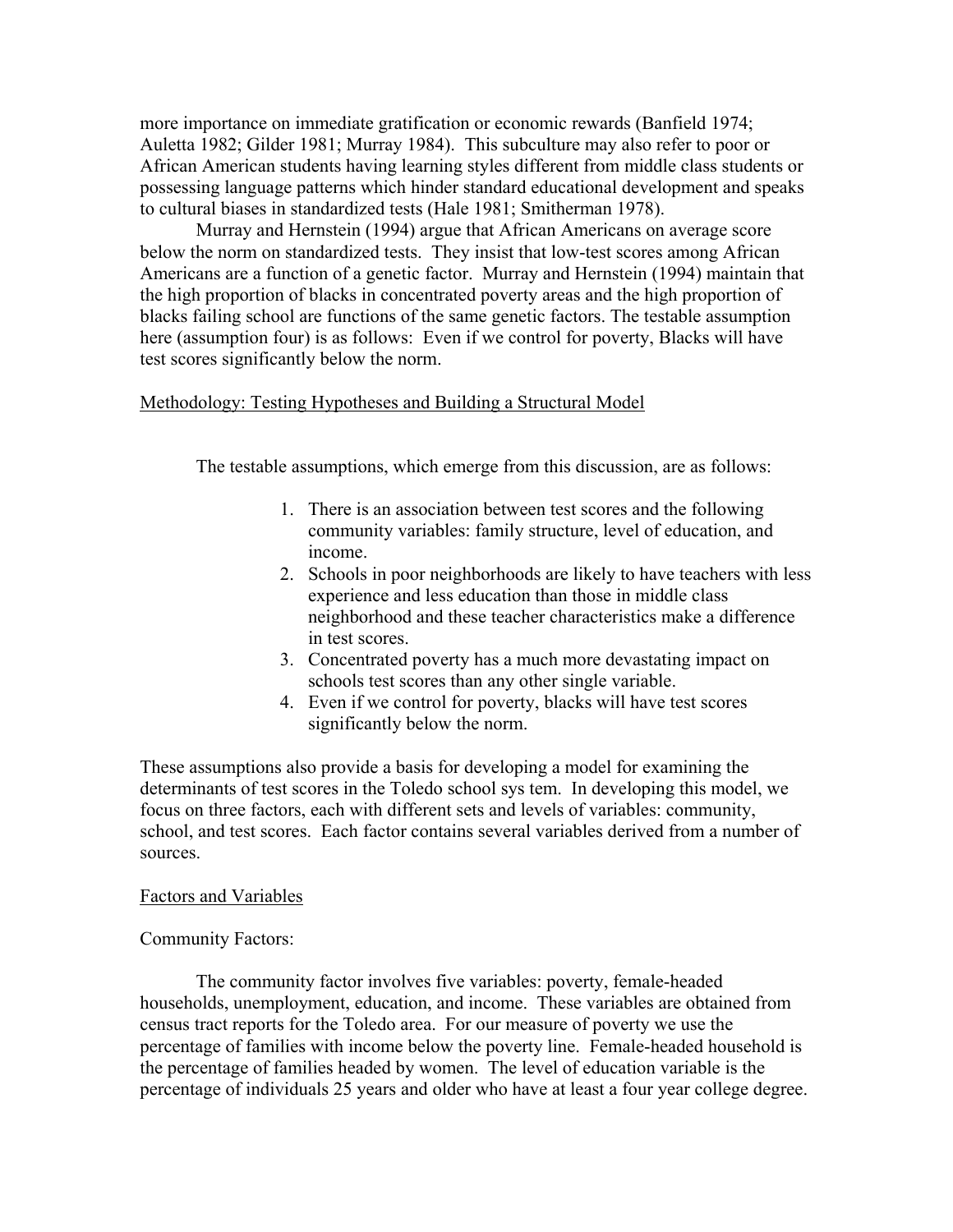more importance on immediate gratification or economic rewards (Banfield 1974; Auletta 1982; Gilder 1981; Murray 1984). This subculture may also refer to poor or African American students having learning styles different from middle class students or possessing language patterns which hinder standard educational development and speaks to cultural biases in standardized tests (Hale 1981; Smitherman 1978).

Murray and Hernstein (1994) argue that African Americans on average score below the norm on standardized tests. They insist that low-test scores among African Americans are a function of a genetic factor. Murray and Hernstein (1994) maintain that the high proportion of blacks in concentrated poverty areas and the high proportion of blacks failing school are functions of the same genetic factors. The testable assumption here (assumption four) is as follows: Even if we control for poverty, Blacks will have test scores significantly below the norm.

## Methodology: Testing Hypotheses and Building a Structural Model

The testable assumptions, which emerge from this discussion, are as follows:

1. There is an association between test scores and the following community variables: family structure, level of education, and income.
2. Schools in poor neighborhoods are likely to have teachers with less experience and less education than those in middle class neighborhood and these teacher characteristics make a difference in test scores.
3. Concentrated poverty has a much more devastating impact on schools test scores than any other single variable.
4. Even if we control for poverty, blacks will have test scores significantly below the norm.

These assumptions also provide a basis for developing a model for examining the determinants of test scores in the Toledo school sys tem. In developing this model, we focus on three factors, each with different sets and levels of variables: community, school, and test scores. Each factor contains several variables derived from a number of sources.

## Factors and Variables

### Community Factors:

The community factor involves five variables: poverty, female-headed households, unemployment, education, and income. These variables are obtained from census tract reports for the Toledo area. For our measure of poverty we use the percentage of families with income below the poverty line. Female-headed household is the percentage of families headed by women. The level of education variable is the percentage of individuals 25 years and older who have at least a four year college degree.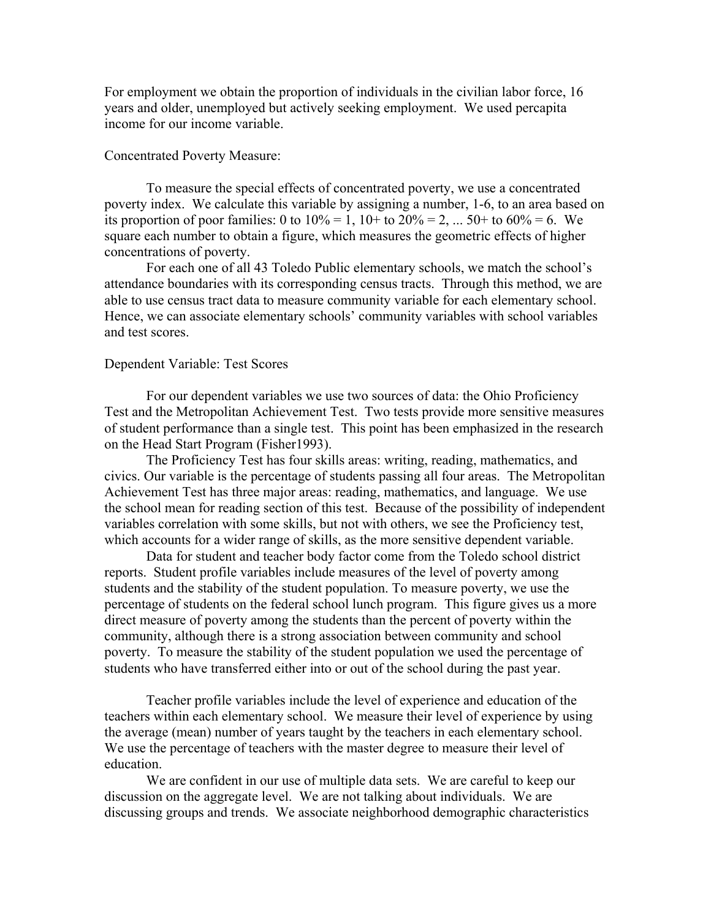For employment we obtain the proportion of individuals in the civilian labor force, 16 years and older, unemployed but actively seeking employment. We used percapita income for our income variable.

Concentrated Poverty Measure:

To measure the special effects of concentrated poverty, we use a concentrated poverty index. We calculate this variable by assigning a number, 1-6, to an area based on its proportion of poor families: 0 to 10% = 1, 10+ to 20% = 2, ... 50+ to 60% = 6. We square each number to obtain a figure, which measures the geometric effects of higher concentrations of poverty.

For each one of all 43 Toledo Public elementary schools, we match the school's attendance boundaries with its corresponding census tracts. Through this method, we are able to use census tract data to measure community variable for each elementary school. Hence, we can associate elementary schools' community variables with school variables and test scores.

Dependent Variable: Test Scores

For our dependent variables we use two sources of data: the Ohio Proficiency Test and the Metropolitan Achievement Test. Two tests provide more sensitive measures of student performance than a single test. This point has been emphasized in the research on the Head Start Program (Fisher1993).

The Proficiency Test has four skills areas: writing, reading, mathematics, and civics. Our variable is the percentage of students passing all four areas. The Metropolitan Achievement Test has three major areas: reading, mathematics, and language. We use the school mean for reading section of this test. Because of the possibility of independent variables correlation with some skills, but not with others, we see the Proficiency test, which accounts for a wider range of skills, as the more sensitive dependent variable.

Data for student and teacher body factor come from the Toledo school district reports. Student profile variables include measures of the level of poverty among students and the stability of the student population. To measure poverty, we use the percentage of students on the federal school lunch program. This figure gives us a more direct measure of poverty among the students than the percent of poverty within the community, although there is a strong association between community and school poverty. To measure the stability of the student population we used the percentage of students who have transferred either into or out of the school during the past year.

Teacher profile variables include the level of experience and education of the teachers within each elementary school. We measure their level of experience by using the average (mean) number of years taught by the teachers in each elementary school. We use the percentage of teachers with the master degree to measure their level of education.

We are confident in our use of multiple data sets. We are careful to keep our discussion on the aggregate level. We are not talking about individuals. We are discussing groups and trends. We associate neighborhood demographic characteristics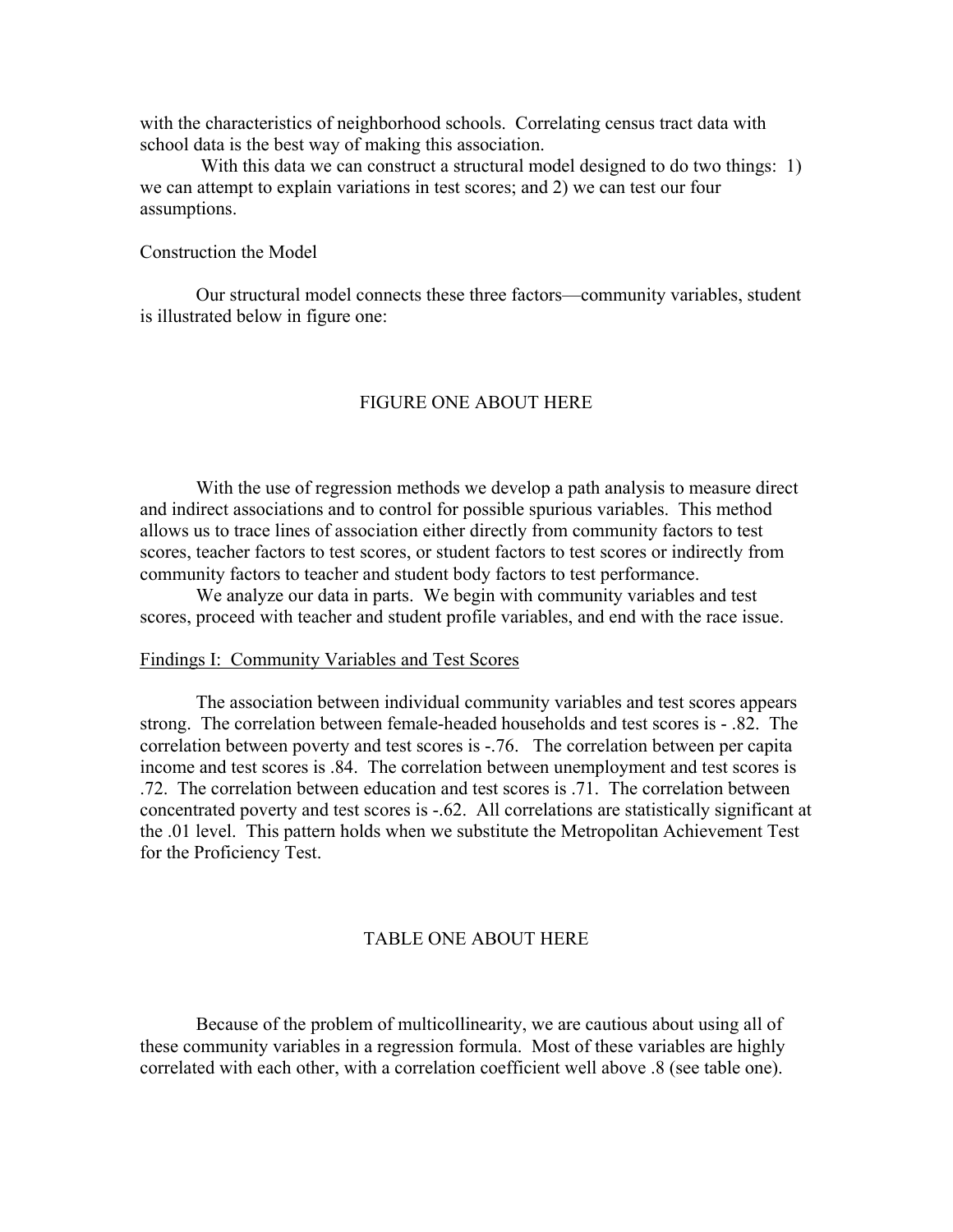with the characteristics of neighborhood schools. Correlating census tract data with school data is the best way of making this association.

With this data we can construct a structural model designed to do two things: 1) we can attempt to explain variations in test scores; and 2) we can test our four assumptions.

Construction the Model

Our structural model connects these three factors—community variables, student is illustrated below in figure one:

FIGURE ONE ABOUT HERE

With the use of regression methods we develop a path analysis to measure direct and indirect associations and to control for possible spurious variables. This method allows us to trace lines of association either directly from community factors to test scores, teacher factors to test scores, or student factors to test scores or indirectly from community factors to teacher and student body factors to test performance.

We analyze our data in parts. We begin with community variables and test scores, proceed with teacher and student profile variables, and end with the race issue.

<u>Findings I: Community Variables and Test Scores</u>

The association between individual community variables and test scores appears strong. The correlation between female-headed households and test scores is - .82. The correlation between poverty and test scores is -.76. The correlation between per capita income and test scores is .84. The correlation between unemployment and test scores is .72. The correlation between education and test scores is .71. The correlation between concentrated poverty and test scores is -.62. All correlations are statistically significant at the .01 level. This pattern holds when we substitute the Metropolitan Achievement Test for the Proficiency Test.

TABLE ONE ABOUT HERE

Because of the problem of multicollinearity, we are cautious about using all of these community variables in a regression formula. Most of these variables are highly correlated with each other, with a correlation coefficient well above .8 (see table one).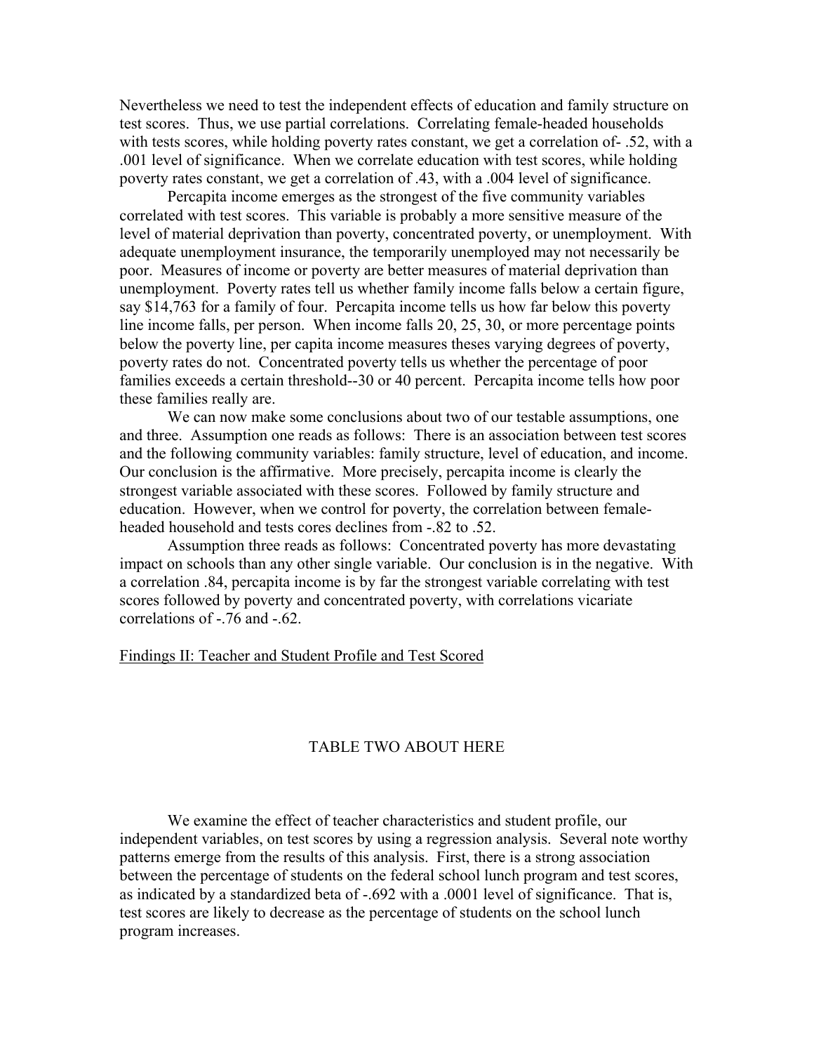Nevertheless we need to test the independent effects of education and family structure on test scores. Thus, we use partial correlations. Correlating female-headed households with tests scores, while holding poverty rates constant, we get a correlation of- .52, with a .001 level of significance. When we correlate education with test scores, while holding poverty rates constant, we get a correlation of .43, with a .004 level of significance.

Percapita income emerges as the strongest of the five community variables correlated with test scores. This variable is probably a more sensitive measure of the level of material deprivation than poverty, concentrated poverty, or unemployment. With adequate unemployment insurance, the temporarily unemployed may not necessarily be poor. Measures of income or poverty are better measures of material deprivation than unemployment. Poverty rates tell us whether family income falls below a certain figure, say $14,763 for a family of four. Percapita income tells us how far below this poverty line income falls, per person. When income falls 20, 25, 30, or more percentage points below the poverty line, per capita income measures theses varying degrees of poverty, poverty rates do not. Concentrated poverty tells us whether the percentage of poor families exceeds a certain threshold--30 or 40 percent. Percapita income tells how poor these families really are.

We can now make some conclusions about two of our testable assumptions, one and three. Assumption one reads as follows: There is an association between test scores and the following community variables: family structure, level of education, and income. Our conclusion is the affirmative. More precisely, percapita income is clearly the strongest variable associated with these scores. Followed by family structure and education. However, when we control for poverty, the correlation between female-headed household and tests cores declines from -.82 to .52.

Assumption three reads as follows: Concentrated poverty has more devastating impact on schools than any other single variable. Our conclusion is in the negative. With a correlation .84, percapita income is by far the strongest variable correlating with test scores followed by poverty and concentrated poverty, with correlations vicariate correlations of -.76 and -.62.

<u>Findings II: Teacher and Student Profile and Test Scored</u>

TABLE TWO ABOUT HERE

We examine the effect of teacher characteristics and student profile, our independent variables, on test scores by using a regression analysis. Several note worthy patterns emerge from the results of this analysis. First, there is a strong association between the percentage of students on the federal school lunch program and test scores, as indicated by a standardized beta of -.692 with a .0001 level of significance. That is, test scores are likely to decrease as the percentage of students on the school lunch program increases.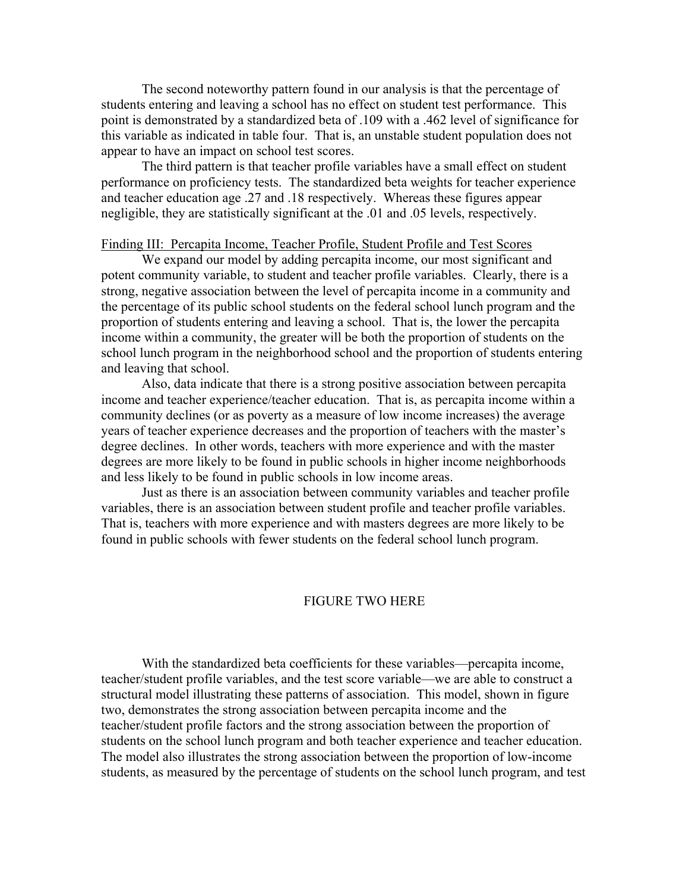The second noteworthy pattern found in our analysis is that the percentage of students entering and leaving a school has no effect on student test performance. This point is demonstrated by a standardized beta of .109 with a .462 level of significance for this variable as indicated in table four. That is, an unstable student population does not appear to have an impact on school test scores.

The third pattern is that teacher profile variables have a small effect on student performance on proficiency tests. The standardized beta weights for teacher experience and teacher education age .27 and .18 respectively. Whereas these figures appear negligible, they are statistically significant at the .01 and .05 levels, respectively.

<u>Finding III: Percapita Income, Teacher Profile, Student Profile and Test Scores</u>

We expand our model by adding percapita income, our most significant and potent community variable, to student and teacher profile variables. Clearly, there is a strong, negative association between the level of percapita income in a community and the percentage of its public school students on the federal school lunch program and the proportion of students entering and leaving a school. That is, the lower the percapita income within a community, the greater will be both the proportion of students on the school lunch program in the neighborhood school and the proportion of students entering and leaving that school.

Also, data indicate that there is a strong positive association between percapita income and teacher experience/teacher education. That is, as percapita income within a community declines (or as poverty as a measure of low income increases) the average years of teacher experience decreases and the proportion of teachers with the master's degree declines. In other words, teachers with more experience and with the master degrees are more likely to be found in public schools in higher income neighborhoods and less likely to be found in public schools in low income areas.

Just as there is an association between community variables and teacher profile variables, there is an association between student profile and teacher profile variables. That is, teachers with more experience and with masters degrees are more likely to be found in public schools with fewer students on the federal school lunch program.

FIGURE TWO HERE

With the standardized beta coefficients for these variables—percapita income, teacher/student profile variables, and the test score variable—we are able to construct a structural model illustrating these patterns of association. This model, shown in figure two, demonstrates the strong association between percapita income and the teacher/student profile factors and the strong association between the proportion of students on the school lunch program and both teacher experience and teacher education. The model also illustrates the strong association between the proportion of low-income students, as measured by the percentage of students on the school lunch program, and test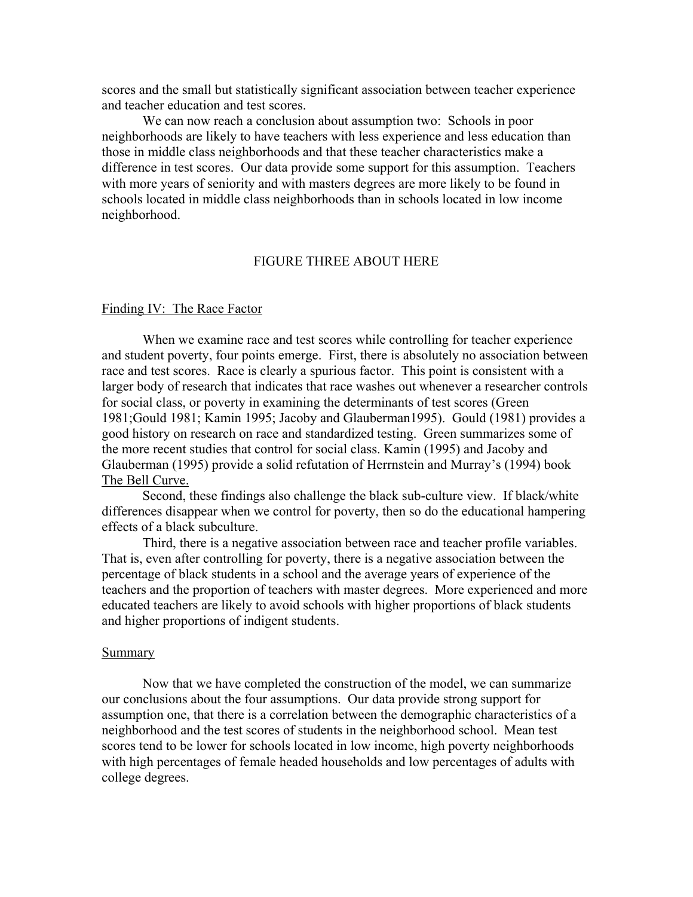scores and the small but statistically significant association between teacher experience and teacher education and test scores.

We can now reach a conclusion about assumption two: Schools in poor neighborhoods are likely to have teachers with less experience and less education than those in middle class neighborhoods and that these teacher characteristics make a difference in test scores. Our data provide some support for this assumption. Teachers with more years of seniority and with masters degrees are more likely to be found in schools located in middle class neighborhoods than in schools located in low income neighborhood.

FIGURE THREE ABOUT HERE

## Finding IV: The Race Factor

When we examine race and test scores while controlling for teacher experience and student poverty, four points emerge. First, there is absolutely no association between race and test scores. Race is clearly a spurious factor. This point is consistent with a larger body of research that indicates that race washes out whenever a researcher controls for social class, or poverty in examining the determinants of test scores (Green 1981;Gould 1981; Kamin 1995; Jacoby and Glauberman1995). Gould (1981) provides a good history on research on race and standardized testing. Green summarizes some of the more recent studies that control for social class. Kamin (1995) and Jacoby and Glauberman (1995) provide a solid refutation of Herrnstein and Murray's (1994) book The Bell Curve.

Second, these findings also challenge the black sub-culture view. If black/white differences disappear when we control for poverty, then so do the educational hampering effects of a black subculture.

Third, there is a negative association between race and teacher profile variables. That is, even after controlling for poverty, there is a negative association between the percentage of black students in a school and the average years of experience of the teachers and the proportion of teachers with master degrees. More experienced and more educated teachers are likely to avoid schools with higher proportions of black students and higher proportions of indigent students.

## Summary

Now that we have completed the construction of the model, we can summarize our conclusions about the four assumptions. Our data provide strong support for assumption one, that there is a correlation between the demographic characteristics of a neighborhood and the test scores of students in the neighborhood school. Mean test scores tend to be lower for schools located in low income, high poverty neighborhoods with high percentages of female headed households and low percentages of adults with college degrees.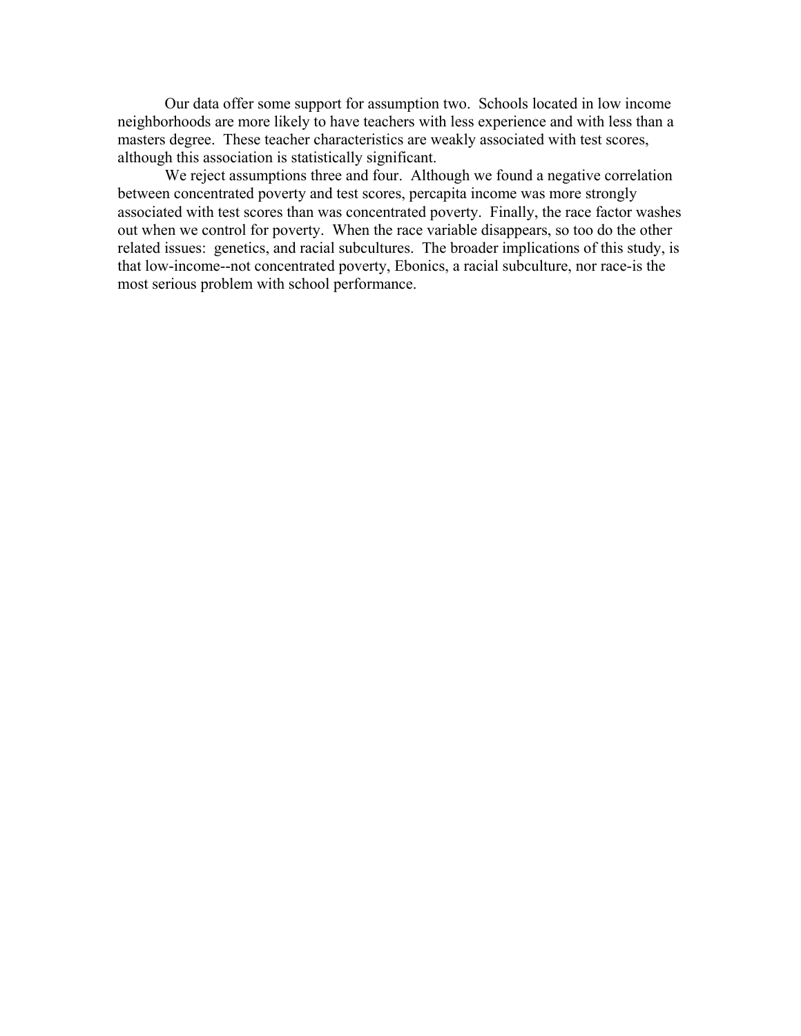Our data offer some support for assumption two. Schools located in low income neighborhoods are more likely to have teachers with less experience and with less than a masters degree. These teacher characteristics are weakly associated with test scores, although this association is statistically significant.

We reject assumptions three and four. Although we found a negative correlation between concentrated poverty and test scores, percapita income was more strongly associated with test scores than was concentrated poverty. Finally, the race factor washes out when we control for poverty. When the race variable disappears, so too do the other related issues: genetics, and racial subcultures. The broader implications of this study, is that low-income--not concentrated poverty, Ebonics, a racial subculture, nor race-is the most serious problem with school performance.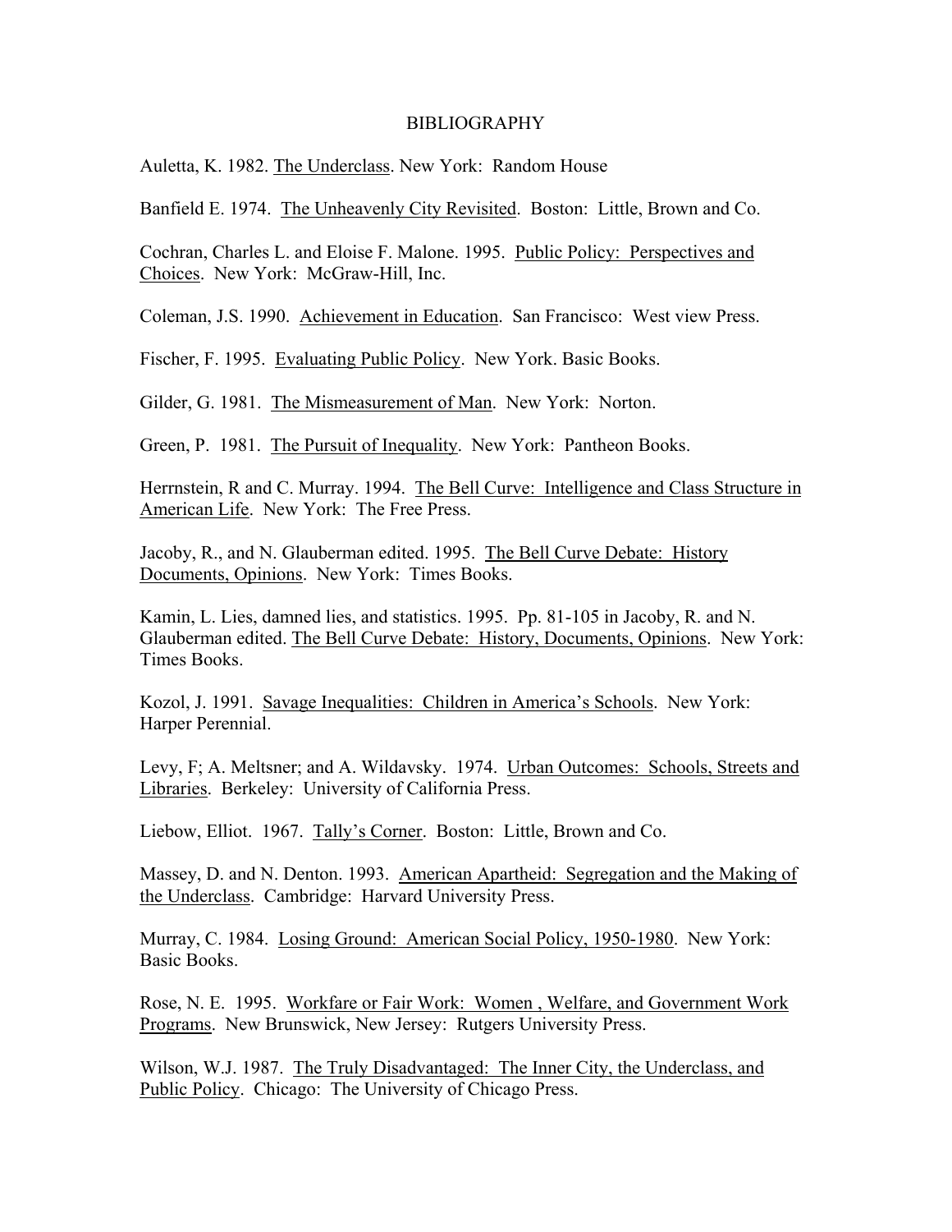# BIBLIOGRAPHY

Auletta, K. 1982. <u>The Underclass</u>. New York: Random House

Banfield E. 1974. <u>The Unheavenly City Revisited</u>. Boston: Little, Brown and Co.

Cochran, Charles L. and Eloise F. Malone. 1995. <u>Public Policy: Perspectives and Choices</u>. New York: McGraw-Hill, Inc.

Coleman, J.S. 1990. <u>Achievement in Education</u>. San Francisco: West view Press.

Fischer, F. 1995. <u>Evaluating Public Policy</u>. New York. Basic Books.

Gilder, G. 1981. <u>The Mismeasurement of Man</u>. New York: Norton.

Green, P. 1981. <u>The Pursuit of Inequality</u>. New York: Pantheon Books.

Herrnstein, R and C. Murray. 1994. <u>The Bell Curve: Intelligence and Class Structure in American Life</u>. New York: The Free Press.

Jacoby, R., and N. Glauberman edited. 1995. <u>The Bell Curve Debate: History Documents, Opinions</u>. New York: Times Books.

Kamin, L. Lies, damned lies, and statistics. 1995. Pp. 81-105 in Jacoby, R. and N. Glauberman edited. <u>The Bell Curve Debate: History, Documents, Opinions</u>. New York: Times Books.

Kozol, J. 1991. <u>Savage Inequalities: Children in America's Schools</u>. New York: Harper Perennial.

Levy, F; A. Meltsner; and A. Wildavsky. 1974. <u>Urban Outcomes: Schools, Streets and Libraries</u>. Berkeley: University of California Press.

Liebow, Elliot. 1967. <u>Tally's Corner</u>. Boston: Little, Brown and Co.

Massey, D. and N. Denton. 1993. <u>American Apartheid: Segregation and the Making of the Underclass</u>. Cambridge: Harvard University Press.

Murray, C. 1984. <u>Losing Ground: American Social Policy, 1950-1980</u>. New York: Basic Books.

Rose, N. E. 1995. <u>Workfare or Fair Work: Women , Welfare, and Government Work Programs</u>. New Brunswick, New Jersey: Rutgers University Press.

Wilson, W.J. 1987. <u>The Truly Disadvantaged: The Inner City, the Underclass, and Public Policy</u>. Chicago: The University of Chicago Press.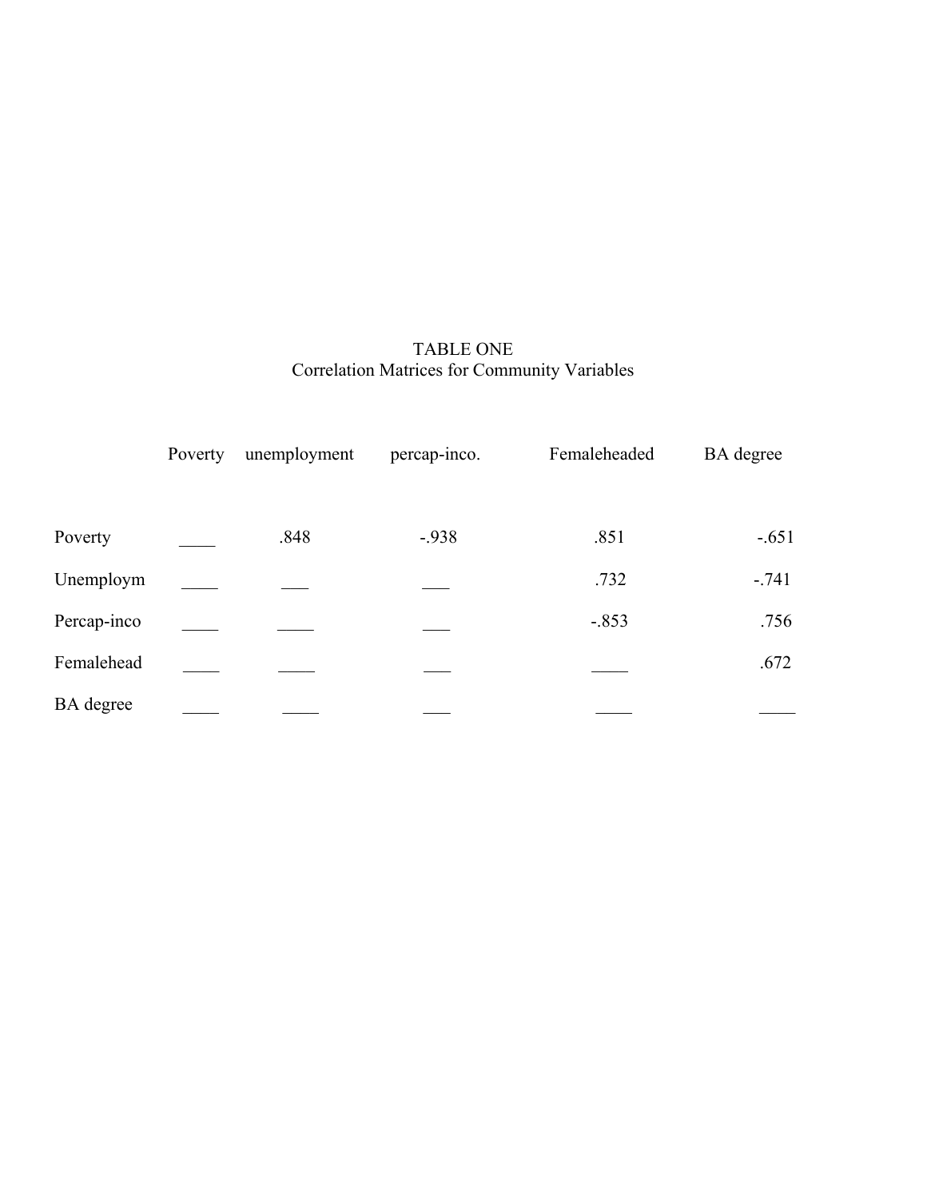TABLE ONE

Correlation Matrices for Community Variables

| | Poverty | unemployment | percap-inco. | Femaleheaded | BA degree |
|---|---|---|---|---|---|
| Poverty | ____ | .848 | -.938 | .851 | -.651 |
| Unemploym | ____ | ___ | ___ | .732 | -.741 |
| Percap-inco | ____ | ____ | ___ | -.853 | .756 |
| Femalehead | ____ | ____ | ___ | ____ | .672 |
| BA degree | ____ | ____ | ___ | ____ | ____ |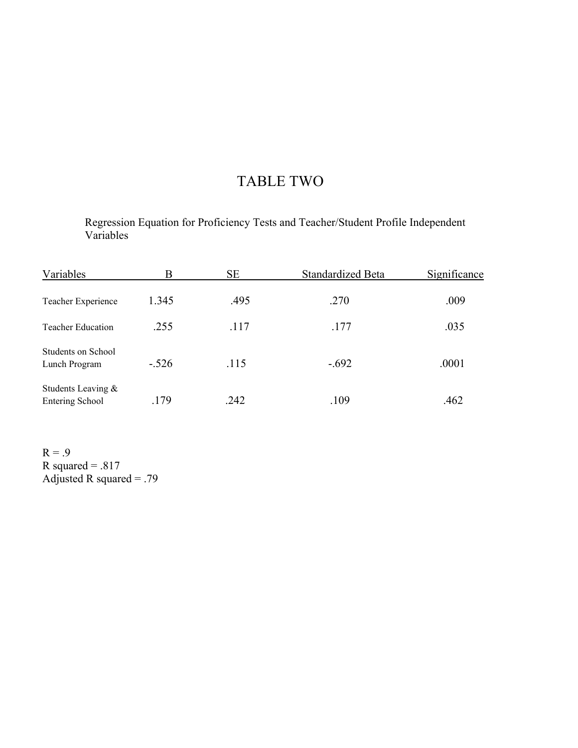# TABLE TWO

Regression Equation for Proficiency Tests and Teacher/Student Profile Independent Variables

| Variables | B | SE | Standardized Beta | Significance |
|---|---|---|---|---|
| Teacher Experience | 1.345 | .495 | .270 | .009 |
| Teacher Education | .255 | .117 | .177 | .035 |
| Students on School Lunch Program | -.526 | .115 | -.692 | .0001 |
| Students Leaving & Entering School | .179 | .242 | .109 | .462 |

R = .9
R squared = .817
Adjusted R squared = .79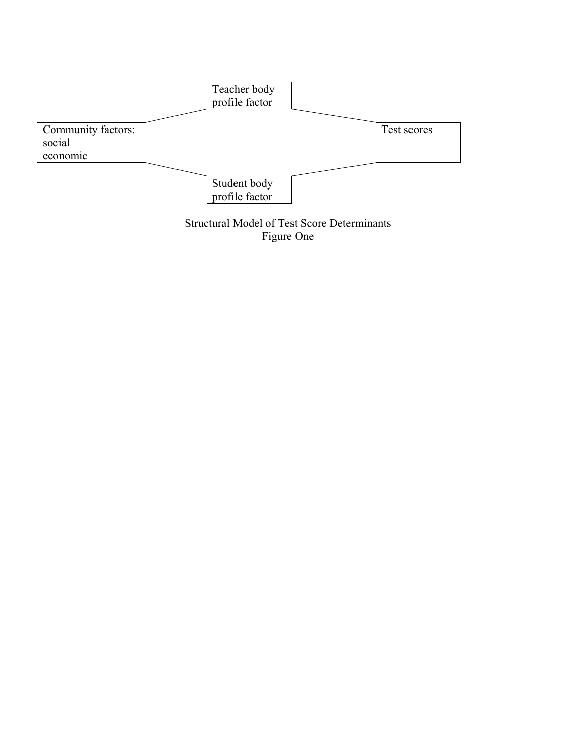Teacher body profile factor

Community factors: social economic

Test scores

Student body profile factor

Structural Model of Test Score Determinants
Figure One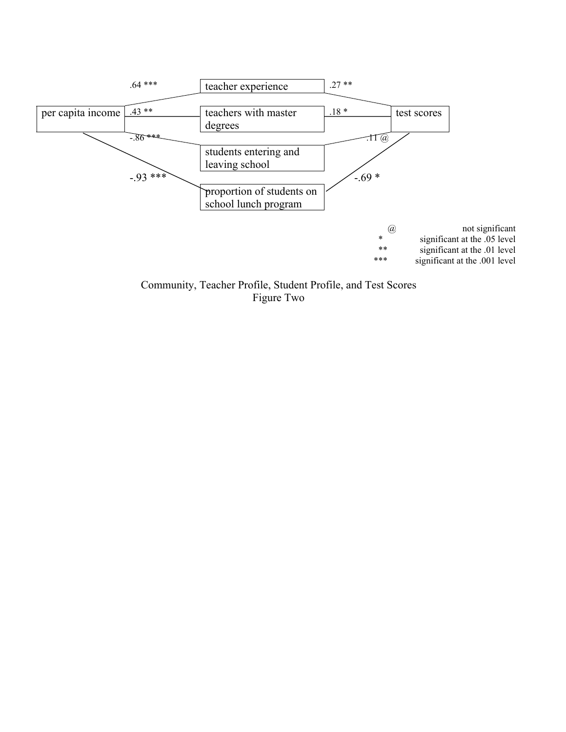| | | | | |
|---|---|---|---|---|
| per capita income | .64 *** | teacher experience | .27 ** | test scores |
| | .43 ** | teachers with master degrees | .18 * | |
| | -.86 *** | students entering and leaving school | .11 @ | |
| | -.93 *** | proportion of students on school lunch program | -.69 * | |

| | |
|---|---|
| @ | not significant |
| * | significant at the .05 level |
| ** | significant at the .01 level |
| *** | significant at the .001 level |

Community, Teacher Profile, Student Profile, and Test Scores
Figure Two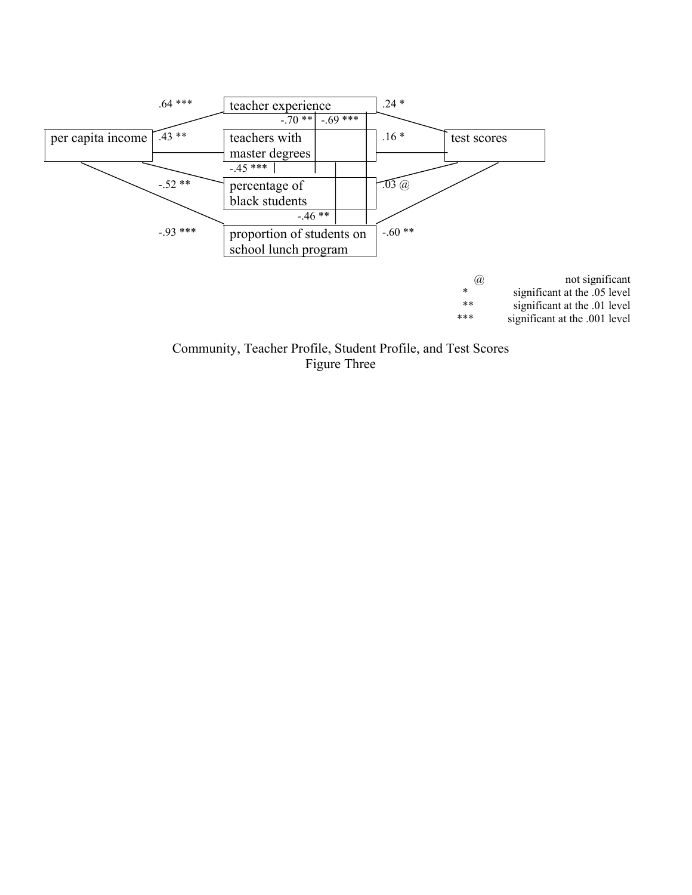per capita income

teacher experience

teachers with master degrees

percentage of black students

proportion of students on school lunch program

test scores

.64 ***

.43 **

-.52 **

-.93 ***

-.70 **

-.69 ***

-.45 ***

-.46 **

.24 *

.16 *

.03 @

-.60 **

@ not significant
* significant at the .05 level
** significant at the .01 level
*** significant at the .001 level

Community, Teacher Profile, Student Profile, and Test Scores
Figure Three